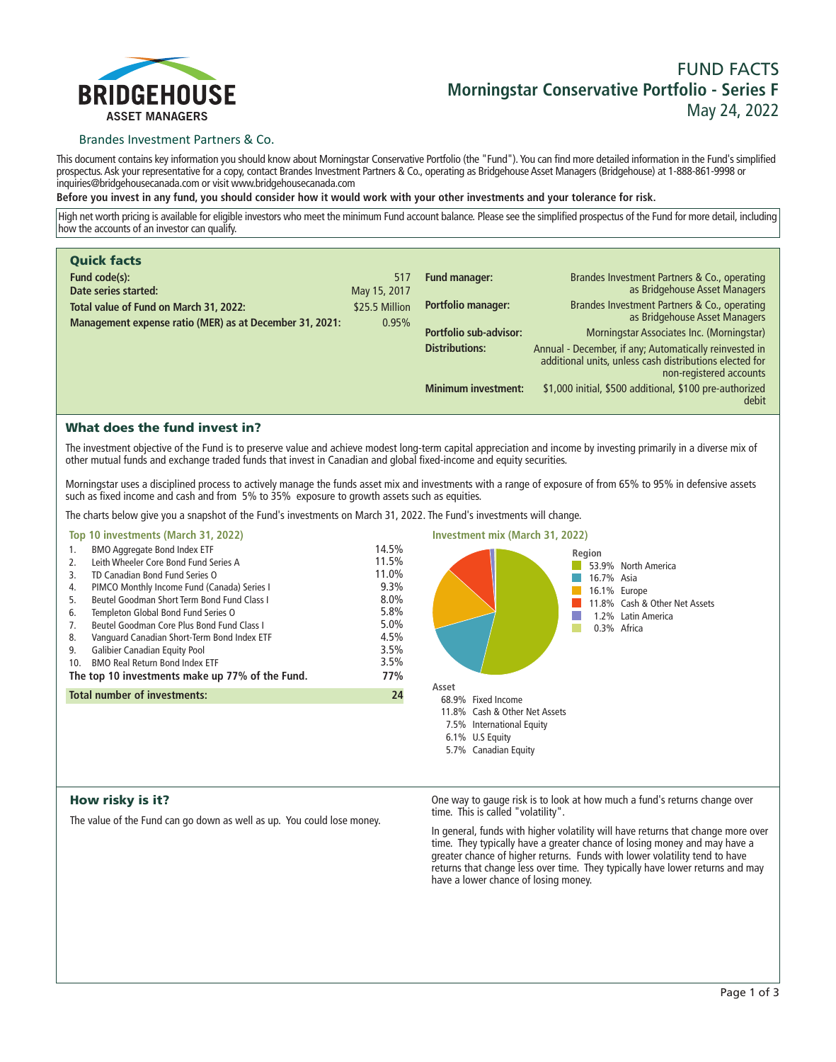# BRIDGEHOUSE ASSET MANAGERS

Brandes Investment Partners & Co.

# FUND FACTS
## Morningstar Conservative Portfolio - Series F
May 24, 2022

This document contains key information you should know about Morningstar Conservative Portfolio (the "Fund"). You can find more detailed information in the Fund's simplified prospectus. Ask your representative for a copy, contact Brandes Investment Partners & Co., operating as Bridgehouse Asset Managers (Bridgehouse) at 1-888-861-9998 or inquiries@bridgehousecanada.com or visit www.bridgehousecanada.com

**Before you invest in any fund, you should consider how it would work with your other investments and your tolerance for risk.**

High net worth pricing is available for eligible investors who meet the minimum Fund account balance. Please see the simplified prospectus of the Fund for more detail, including how the accounts of an investor can qualify.

## Quick facts

| | |
|---|---|
| **Fund code(s):** | 517 |
| **Date series started:** | May 15, 2017 |
| **Total value of Fund on March 31, 2022:** | $25.5 Million |
| **Management expense ratio (MER) as at December 31, 2021:** | 0.95% |
| **Fund manager:** | Brandes Investment Partners & Co., operating as Bridgehouse Asset Managers |
| **Portfolio manager:** | Brandes Investment Partners & Co., operating as Bridgehouse Asset Managers |
| **Portfolio sub-advisor:** | Morningstar Associates Inc. (Morningstar) |
| **Distributions:** | Annual - December, if any; Automatically reinvested in additional units, unless cash distributions elected for non-registered accounts |
| **Minimum investment:** | $1,000 initial, $500 additional, $100 pre-authorized debit |

## What does the fund invest in?

The investment objective of the Fund is to preserve value and achieve modest long-term capital appreciation and income by investing primarily in a diverse mix of other mutual funds and exchange traded funds that invest in Canadian and global fixed-income and equity securities.

Morningstar uses a disciplined process to actively manage the funds asset mix and investments with a range of exposure of from 65% to 95% in defensive assets such as fixed income and cash and from 5% to 35% exposure to growth assets such as equities.

The charts below give you a snapshot of the Fund's investments on March 31, 2022. The Fund's investments will change.

### Top 10 investments (March 31, 2022)

| | | |
|---|---|---|
| 1. | BMO Aggregate Bond Index ETF | 14.5% |
| 2. | Leith Wheeler Core Bond Fund Series A | 11.5% |
| 3. | TD Canadian Bond Fund Series O | 11.0% |
| 4. | PIMCO Monthly Income Fund (Canada) Series I | 9.3% |
| 5. | Beutel Goodman Short Term Bond Fund Class I | 8.0% |
| 6. | Templeton Global Bond Fund Series O | 5.8% |
| 7. | Beutel Goodman Core Plus Bond Fund Class I | 5.0% |
| 8. | Vanguard Canadian Short-Term Bond Index ETF | 4.5% |
| 9. | Galibier Canadian Equity Pool | 3.5% |
| 10. | BMO Real Return Bond Index ETF | 3.5% |
| | **The top 10 investments make up 77% of the Fund.** | **77%** |
| | **Total number of investments:** | **24** |

### Investment mix (March 31, 2022)

**Region**

| | |
|---|---|
| 53.9% | North America |
| 16.7% | Asia |
| 16.1% | Europe |
| 11.8% | Cash & Other Net Assets |
| 1.2% | Latin America |
| 0.3% | Africa |

**Asset**

| | |
|---|---|
| 68.9% | Fixed Income |
| 11.8% | Cash & Other Net Assets |
| 7.5% | International Equity |
| 6.1% | U.S Equity |
| 5.7% | Canadian Equity |

## How risky is it?

The value of the Fund can go down as well as up. You could lose money.

One way to gauge risk is to look at how much a fund's returns change over time. This is called "volatility".

In general, funds with higher volatility will have returns that change more over time. They typically have a greater chance of losing money and may have a greater chance of higher returns. Funds with lower volatility tend to have returns that change less over time. They typically have lower returns and may have a lower chance of losing money.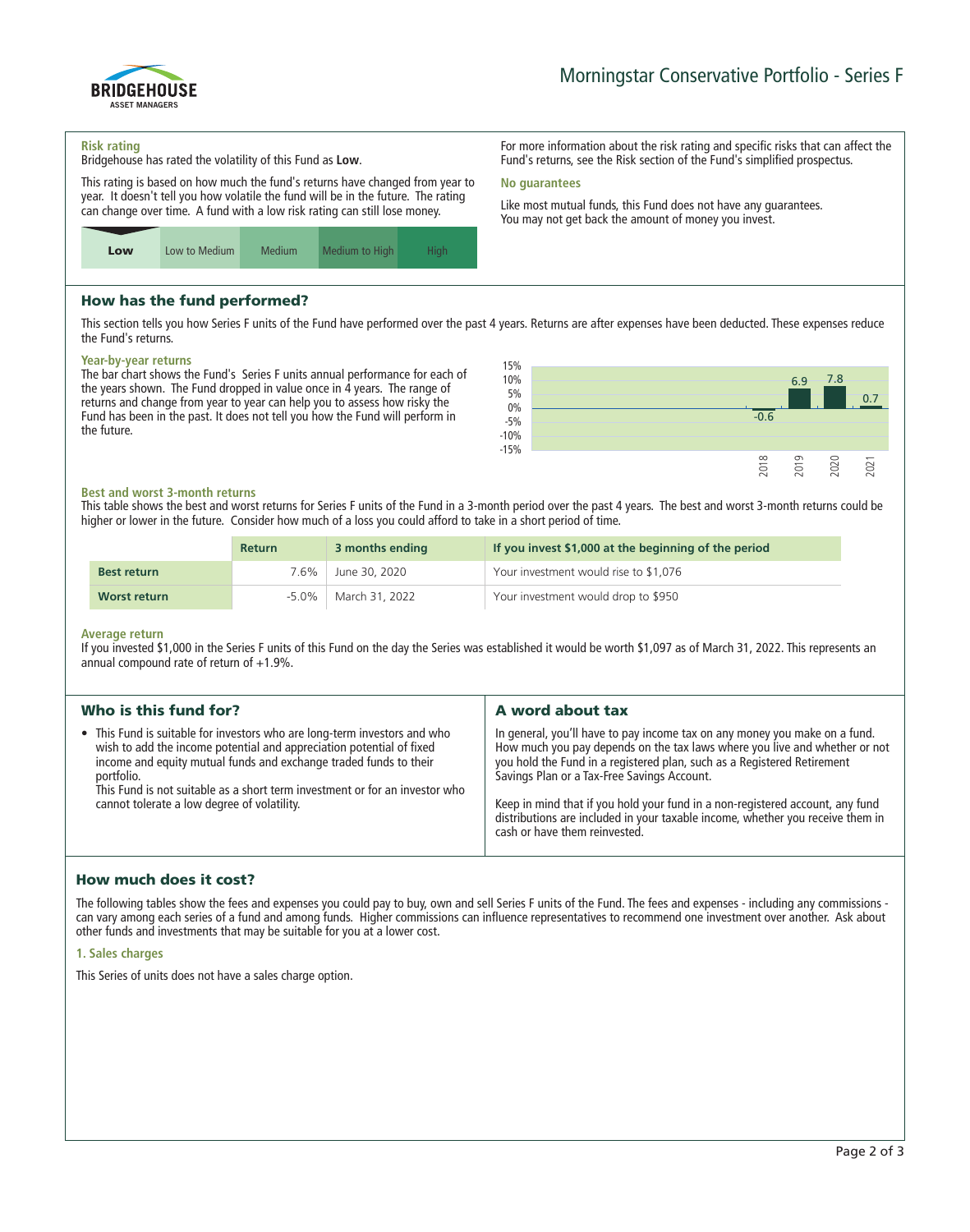# Morningstar Conservative Portfolio - Series F

### Risk rating

Bridgehouse has rated the volatility of this Fund as **Low**.

This rating is based on how much the fund's returns have changed from year to year. It doesn't tell you how volatile the fund will be in the future. The rating can change over time. A fund with a low risk rating can still lose money.

| **Low** | Low to Medium | Medium | Medium to High | High |
|---|---|---|---|---|

For more information about the risk rating and specific risks that can affect the Fund's returns, see the Risk section of the Fund's simplified prospectus.

### No guarantees

Like most mutual funds, this Fund does not have any guarantees. You may not get back the amount of money you invest.

## How has the fund performed?

This section tells you how Series F units of the Fund have performed over the past 4 years. Returns are after expenses have been deducted. These expenses reduce the Fund's returns.

### Year-by-year returns

The bar chart shows the Fund's Series F units annual performance for each of the years shown. The Fund dropped in value once in 4 years. The range of returns and change from year to year can help you to assess how risky the Fund has been in the past. It does not tell you how the Fund will perform in the future.

| Year | 2018 | 2019 | 2020 | 2021 |
|---|---|---|---|---|
| Return (%) | -0.6 | 6.9 | 7.8 | 0.7 |

### Best and worst 3-month returns

This table shows the best and worst returns for Series F units of the Fund in a 3-month period over the past 4 years. The best and worst 3-month returns could be higher or lower in the future. Consider how much of a loss you could afford to take in a short period of time.

| | Return | 3 months ending | If you invest $1,000 at the beginning of the period |
|---|---|---|---|
| **Best return** | 7.6% | June 30, 2020 | Your investment would rise to $1,076 |
| **Worst return** | -5.0% | March 31, 2022 | Your investment would drop to $950 |

### Average return

If you invested $1,000 in the Series F units of this Fund on the day the Series was established it would be worth $1,097 as of March 31, 2022. This represents an annual compound rate of return of +1.9%.

## Who is this fund for?

- This Fund is suitable for investors who are long-term investors and who wish to add the income potential and appreciation potential of fixed income and equity mutual funds and exchange traded funds to their portfolio.
  This Fund is not suitable as a short term investment or for an investor who cannot tolerate a low degree of volatility.

## A word about tax

In general, you'll have to pay income tax on any money you make on a fund. How much you pay depends on the tax laws where you live and whether or not you hold the Fund in a registered plan, such as a Registered Retirement Savings Plan or a Tax-Free Savings Account.

Keep in mind that if you hold your fund in a non-registered account, any fund distributions are included in your taxable income, whether you receive them in cash or have them reinvested.

## How much does it cost?

The following tables show the fees and expenses you could pay to buy, own and sell Series F units of the Fund. The fees and expenses - including any commissions - can vary among each series of a fund and among funds. Higher commissions can influence representatives to recommend one investment over another. Ask about other funds and investments that may be suitable for you at a lower cost.

### 1. Sales charges

This Series of units does not have a sales charge option.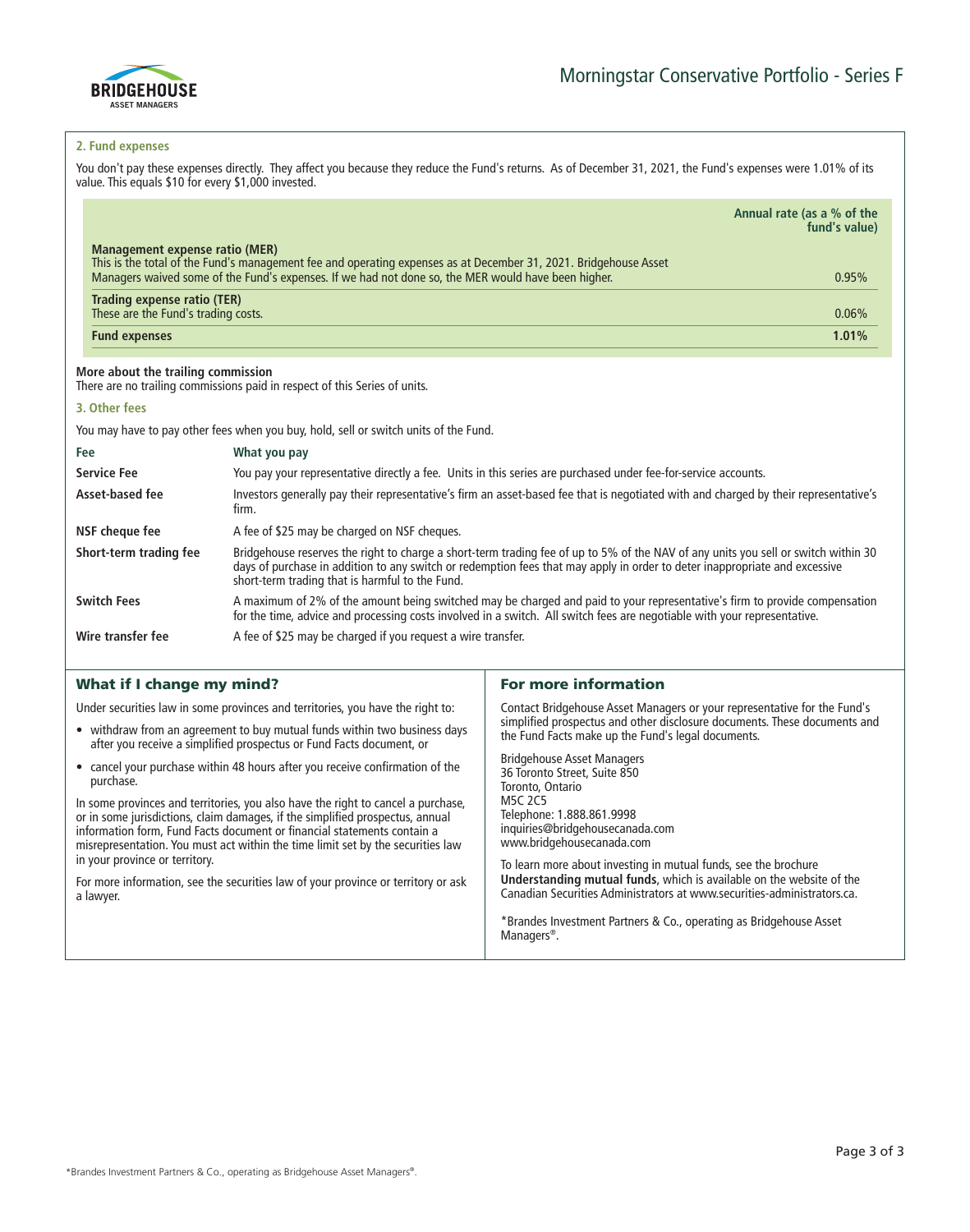## 2. Fund expenses

You don't pay these expenses directly. They affect you because they reduce the Fund's returns. As of December 31, 2021, the Fund's expenses were 1.01% of its value. This equals $10 for every $1,000 invested.

| | Annual rate (as a % of the fund's value) |
|---|---|
| **Management expense ratio (MER)** This is the total of the Fund's management fee and operating expenses as at December 31, 2021. Bridgehouse Asset Managers waived some of the Fund's expenses. If we had not done so, the MER would have been higher. | 0.95% |
| **Trading expense ratio (TER)** These are the Fund's trading costs. | 0.06% |
| **Fund expenses** | **1.01%** |

**More about the trailing commission**
There are no trailing commissions paid in respect of this Series of units.

## 3. Other fees

You may have to pay other fees when you buy, hold, sell or switch units of the Fund.

| Fee | What you pay |
|---|---|
| **Service Fee** | You pay your representative directly a fee. Units in this series are purchased under fee-for-service accounts. |
| **Asset-based fee** | Investors generally pay their representative's firm an asset-based fee that is negotiated with and charged by their representative's firm. |
| **NSF cheque fee** | A fee of $25 may be charged on NSF cheques. |
| **Short-term trading fee** | Bridgehouse reserves the right to charge a short-term trading fee of up to 5% of the NAV of any units you sell or switch within 30 days of purchase in addition to any switch or redemption fees that may apply in order to deter inappropriate and excessive short-term trading that is harmful to the Fund. |
| **Switch Fees** | A maximum of 2% of the amount being switched may be charged and paid to your representative's firm to provide compensation for the time, advice and processing costs involved in a switch. All switch fees are negotiable with your representative. |
| **Wire transfer fee** | A fee of $25 may be charged if you request a wire transfer. |

## What if I change my mind?

Under securities law in some provinces and territories, you have the right to:

- withdraw from an agreement to buy mutual funds within two business days after you receive a simplified prospectus or Fund Facts document, or
- cancel your purchase within 48 hours after you receive confirmation of the purchase.

In some provinces and territories, you also have the right to cancel a purchase, or in some jurisdictions, claim damages, if the simplified prospectus, annual information form, Fund Facts document or financial statements contain a misrepresentation. You must act within the time limit set by the securities law in your province or territory.

For more information, see the securities law of your province or territory or ask a lawyer.

## For more information

Contact Bridgehouse Asset Managers or your representative for the Fund's simplified prospectus and other disclosure documents. These documents and the Fund Facts make up the Fund's legal documents.

Bridgehouse Asset Managers
36 Toronto Street, Suite 850
Toronto, Ontario
M5C 2C5
Telephone: 1.888.861.9998
inquiries@bridgehousecanada.com
www.bridgehousecanada.com

To learn more about investing in mutual funds, see the brochure **Understanding mutual funds**, which is available on the website of the Canadian Securities Administrators at www.securities-administrators.ca.

*Brandes Investment Partners & Co., operating as Bridgehouse Asset Managers®.